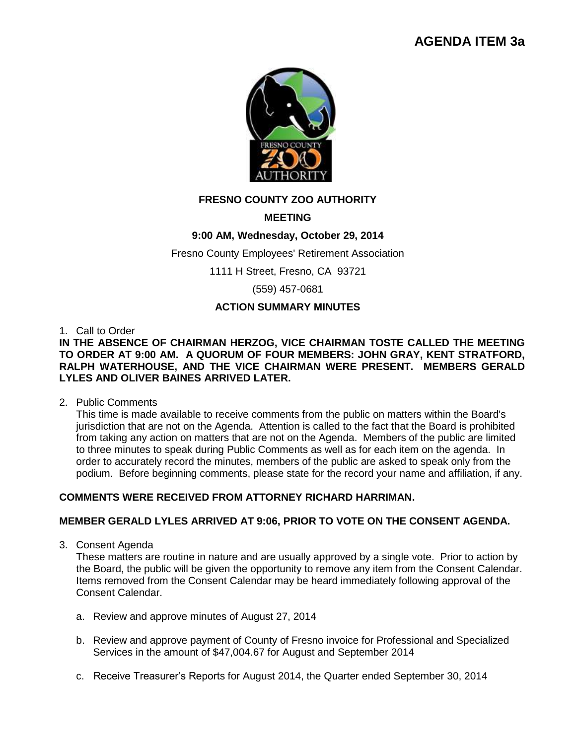# AGENDA ITEM 3a

**FRESNO COUNTY ZOO AUTHORITY**

**MEETING**

**9:00 AM, Wednesday, October 29, 2014**

Fresno County Employees' Retirement Association

1111 H Street, Fresno, CA 93721

(559) 457-0681

**ACTION SUMMARY MINUTES**

1. Call to Order

**IN THE ABSENCE OF CHAIRMAN HERZOG, VICE CHAIRMAN TOSTE CALLED THE MEETING TO ORDER AT 9:00 AM. A QUORUM OF FOUR MEMBERS: JOHN GRAY, KENT STRATFORD, RALPH WATERHOUSE, AND THE VICE CHAIRMAN WERE PRESENT. MEMBERS GERALD LYLES AND OLIVER BAINES ARRIVED LATER.**

2. Public Comments

   This time is made available to receive comments from the public on matters within the Board's jurisdiction that are not on the Agenda. Attention is called to the fact that the Board is prohibited from taking any action on matters that are not on the Agenda. Members of the public are limited to three minutes to speak during Public Comments as well as for each item on the agenda. In order to accurately record the minutes, members of the public are asked to speak only from the podium. Before beginning comments, please state for the record your name and affiliation, if any.

**COMMENTS WERE RECEIVED FROM ATTORNEY RICHARD HARRIMAN.**

**MEMBER GERALD LYLES ARRIVED AT 9:06, PRIOR TO VOTE ON THE CONSENT AGENDA.**

3. Consent Agenda

   These matters are routine in nature and are usually approved by a single vote. Prior to action by the Board, the public will be given the opportunity to remove any item from the Consent Calendar. Items removed from the Consent Calendar may be heard immediately following approval of the Consent Calendar.

   a. Review and approve minutes of August 27, 2014

   b. Review and approve payment of County of Fresno invoice for Professional and Specialized Services in the amount of $47,004.67 for August and September 2014

   c. Receive Treasurer's Reports for August 2014, the Quarter ended September 30, 2014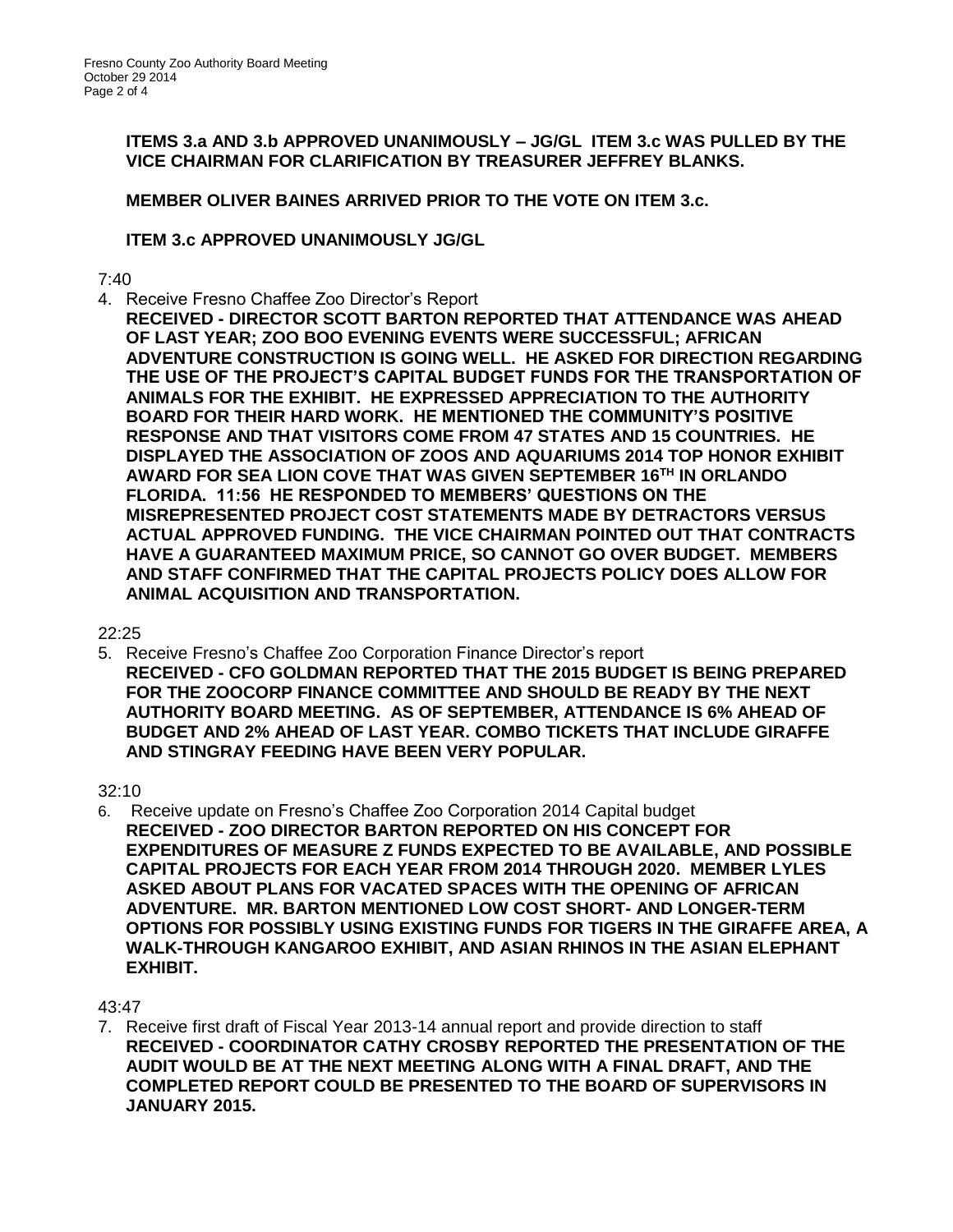**ITEMS 3.a AND 3.b APPROVED UNANIMOUSLY – JG/GL ITEM 3.c WAS PULLED BY THE VICE CHAIRMAN FOR CLARIFICATION BY TREASURER JEFFREY BLANKS.**

**MEMBER OLIVER BAINES ARRIVED PRIOR TO THE VOTE ON ITEM 3.c.**

**ITEM 3.c APPROVED UNANIMOUSLY JG/GL**

7:40

4. Receive Fresno Chaffee Zoo Director's Report
   **RECEIVED - DIRECTOR SCOTT BARTON REPORTED THAT ATTENDANCE WAS AHEAD OF LAST YEAR; ZOO BOO EVENING EVENTS WERE SUCCESSFUL; AFRICAN ADVENTURE CONSTRUCTION IS GOING WELL. HE ASKED FOR DIRECTION REGARDING THE USE OF THE PROJECT'S CAPITAL BUDGET FUNDS FOR THE TRANSPORTATION OF ANIMALS FOR THE EXHIBIT. HE EXPRESSED APPRECIATION TO THE AUTHORITY BOARD FOR THEIR HARD WORK. HE MENTIONED THE COMMUNITY'S POSITIVE RESPONSE AND THAT VISITORS COME FROM 47 STATES AND 15 COUNTRIES. HE DISPLAYED THE ASSOCIATION OF ZOOS AND AQUARIUMS 2014 TOP HONOR EXHIBIT AWARD FOR SEA LION COVE THAT WAS GIVEN SEPTEMBER 16TH IN ORLANDO FLORIDA. 11:56 HE RESPONDED TO MEMBERS' QUESTIONS ON THE MISREPRESENTED PROJECT COST STATEMENTS MADE BY DETRACTORS VERSUS ACTUAL APPROVED FUNDING. THE VICE CHAIRMAN POINTED OUT THAT CONTRACTS HAVE A GUARANTEED MAXIMUM PRICE, SO CANNOT GO OVER BUDGET. MEMBERS AND STAFF CONFIRMED THAT THE CAPITAL PROJECTS POLICY DOES ALLOW FOR ANIMAL ACQUISITION AND TRANSPORTATION.**

22:25

5. Receive Fresno's Chaffee Zoo Corporation Finance Director's report
   **RECEIVED - CFO GOLDMAN REPORTED THAT THE 2015 BUDGET IS BEING PREPARED FOR THE ZOOCORP FINANCE COMMITTEE AND SHOULD BE READY BY THE NEXT AUTHORITY BOARD MEETING. AS OF SEPTEMBER, ATTENDANCE IS 6% AHEAD OF BUDGET AND 2% AHEAD OF LAST YEAR. COMBO TICKETS THAT INCLUDE GIRAFFE AND STINGRAY FEEDING HAVE BEEN VERY POPULAR.**

32:10

6. Receive update on Fresno's Chaffee Zoo Corporation 2014 Capital budget
   **RECEIVED - ZOO DIRECTOR BARTON REPORTED ON HIS CONCEPT FOR EXPENDITURES OF MEASURE Z FUNDS EXPECTED TO BE AVAILABLE, AND POSSIBLE CAPITAL PROJECTS FOR EACH YEAR FROM 2014 THROUGH 2020. MEMBER LYLES ASKED ABOUT PLANS FOR VACATED SPACES WITH THE OPENING OF AFRICAN ADVENTURE. MR. BARTON MENTIONED LOW COST SHORT- AND LONGER-TERM OPTIONS FOR POSSIBLY USING EXISTING FUNDS FOR TIGERS IN THE GIRAFFE AREA, A WALK-THROUGH KANGAROO EXHIBIT, AND ASIAN RHINOS IN THE ASIAN ELEPHANT EXHIBIT.**

43:47

7. Receive first draft of Fiscal Year 2013-14 annual report and provide direction to staff
   **RECEIVED - COORDINATOR CATHY CROSBY REPORTED THE PRESENTATION OF THE AUDIT WOULD BE AT THE NEXT MEETING ALONG WITH A FINAL DRAFT, AND THE COMPLETED REPORT COULD BE PRESENTED TO THE BOARD OF SUPERVISORS IN JANUARY 2015.**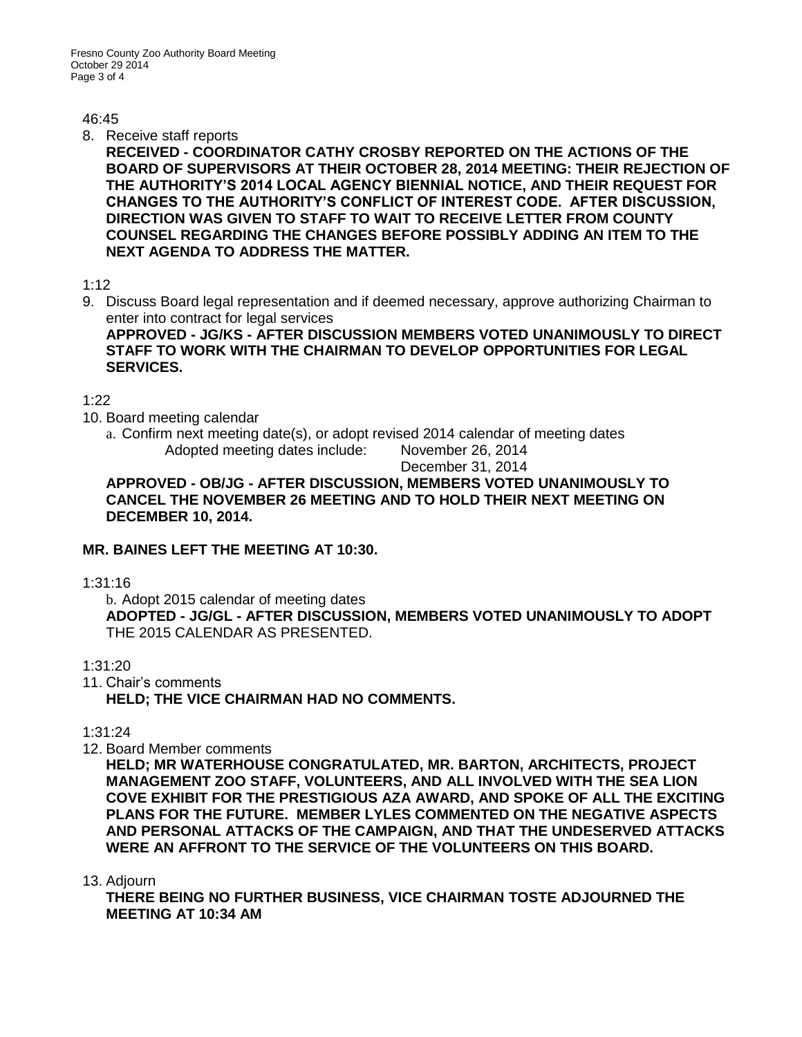46:45

8. Receive staff reports

   **RECEIVED - COORDINATOR CATHY CROSBY REPORTED ON THE ACTIONS OF THE BOARD OF SUPERVISORS AT THEIR OCTOBER 28, 2014 MEETING: THEIR REJECTION OF THE AUTHORITY'S 2014 LOCAL AGENCY BIENNIAL NOTICE, AND THEIR REQUEST FOR CHANGES TO THE AUTHORITY'S CONFLICT OF INTEREST CODE. AFTER DISCUSSION, DIRECTION WAS GIVEN TO STAFF TO WAIT TO RECEIVE LETTER FROM COUNTY COUNSEL REGARDING THE CHANGES BEFORE POSSIBLY ADDING AN ITEM TO THE NEXT AGENDA TO ADDRESS THE MATTER.**

1:12

9. Discuss Board legal representation and if deemed necessary, approve authorizing Chairman to enter into contract for legal services

   **APPROVED - JG/KS - AFTER DISCUSSION MEMBERS VOTED UNANIMOUSLY TO DIRECT STAFF TO WORK WITH THE CHAIRMAN TO DEVELOP OPPORTUNITIES FOR LEGAL SERVICES.**

1:22

10. Board meeting calendar

    a. Confirm next meeting date(s), or adopt revised 2014 calendar of meeting dates
       Adopted meeting dates include: November 26, 2014
       December 31, 2014

    **APPROVED - OB/JG - AFTER DISCUSSION, MEMBERS VOTED UNANIMOUSLY TO CANCEL THE NOVEMBER 26 MEETING AND TO HOLD THEIR NEXT MEETING ON DECEMBER 10, 2014.**

**MR. BAINES LEFT THE MEETING AT 10:30.**

1:31:16

    b. Adopt 2015 calendar of meeting dates

    **ADOPTED - JG/GL - AFTER DISCUSSION, MEMBERS VOTED UNANIMOUSLY TO ADOPT** THE 2015 CALENDAR AS PRESENTED.

1:31:20

11. Chair's comments

    **HELD; THE VICE CHAIRMAN HAD NO COMMENTS.**

1:31:24

12. Board Member comments

    **HELD; MR WATERHOUSE CONGRATULATED, MR. BARTON, ARCHITECTS, PROJECT MANAGEMENT ZOO STAFF, VOLUNTEERS, AND ALL INVOLVED WITH THE SEA LION COVE EXHIBIT FOR THE PRESTIGIOUS AZA AWARD, AND SPOKE OF ALL THE EXCITING PLANS FOR THE FUTURE. MEMBER LYLES COMMENTED ON THE NEGATIVE ASPECTS AND PERSONAL ATTACKS OF THE CAMPAIGN, AND THAT THE UNDESERVED ATTACKS WERE AN AFFRONT TO THE SERVICE OF THE VOLUNTEERS ON THIS BOARD.**

13. Adjourn

    **THERE BEING NO FURTHER BUSINESS, VICE CHAIRMAN TOSTE ADJOURNED THE MEETING AT 10:34 AM**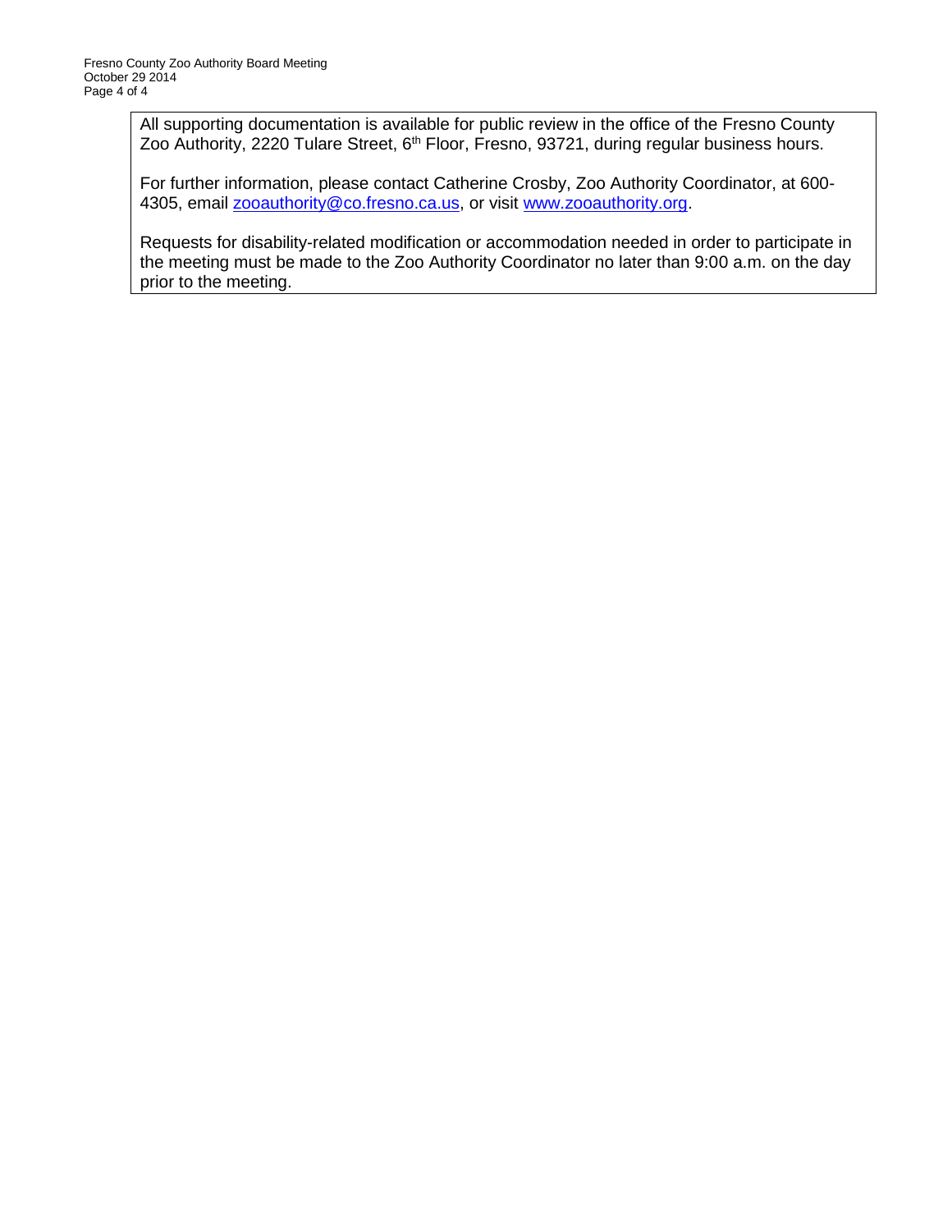All supporting documentation is available for public review in the office of the Fresno County Zoo Authority, 2220 Tulare Street, 6th Floor, Fresno, 93721, during regular business hours.

For further information, please contact Catherine Crosby, Zoo Authority Coordinator, at 600-4305, email zooauthority@co.fresno.ca.us, or visit www.zooauthority.org.

Requests for disability-related modification or accommodation needed in order to participate in the meeting must be made to the Zoo Authority Coordinator no later than 9:00 a.m. on the day prior to the meeting.